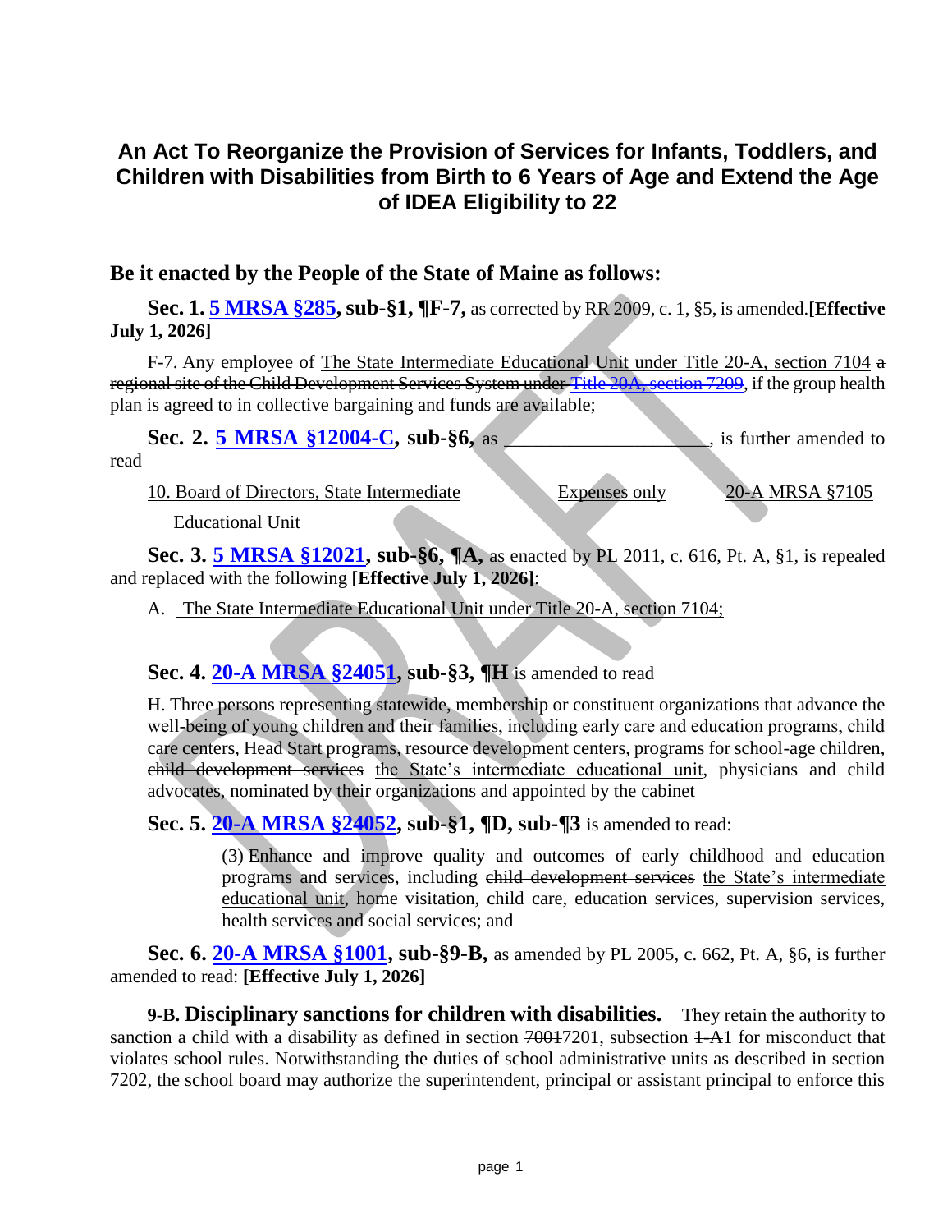# An Act To Reorganize the Provision of Services for Infants, Toddlers, and Children with Disabilities from Birth to 6 Years of Age and Extend the Age of IDEA Eligibility to 22

## Be it enacted by the People of the State of Maine as follows:

**Sec. 1. 5 MRSA §285, sub-§1, ¶F-7,** as corrected by RR 2009, c. 1, §5, is amended. **[Effective July 1, 2026]**

F-7. Any employee of The State Intermediate Educational Unit under Title 20-A, section 7104 ~~a regional site of the Child Development Services System under Title 20A, section 7209~~, if the group health plan is agreed to in collective bargaining and funds are available;

**Sec. 2. 5 MRSA §12004-C, sub-§6,** as \_\_\_\_\_\_\_\_\_\_\_\_\_\_\_\_\_\_\_\_, is further amended to read

| 10. Board of Directors, State Intermediate Educational Unit | Expenses only | 20-A MRSA §7105 |
|---|---|---|

**Sec. 3. 5 MRSA §12021, sub-§6, ¶A,** as enacted by PL 2011, c. 616, Pt. A, §1, is repealed and replaced with the following **[Effective July 1, 2026]**:

A. The State Intermediate Educational Unit under Title 20-A, section 7104;

**Sec. 4. 20-A MRSA §24051, sub-§3, ¶H** is amended to read

H. Three persons representing statewide, membership or constituent organizations that advance the well-being of young children and their families, including early care and education programs, child care centers, Head Start programs, resource development centers, programs for school-age children, ~~child development services~~ the State's intermediate educational unit, physicians and child advocates, nominated by their organizations and appointed by the cabinet

**Sec. 5. 20-A MRSA §24052, sub-§1, ¶D, sub-¶3** is amended to read:

(3) Enhance and improve quality and outcomes of early childhood and education programs and services, including ~~child development services~~ the State's intermediate educational unit, home visitation, child care, education services, supervision services, health services and social services; and

**Sec. 6. 20-A MRSA §1001, sub-§9-B,** as amended by PL 2005, c. 662, Pt. A, §6, is further amended to read: **[Effective July 1, 2026]**

**9-B. Disciplinary sanctions for children with disabilities.** They retain the authority to sanction a child with a disability as defined in section ~~7001~~7201, subsection ~~1-A~~1 for misconduct that violates school rules. Notwithstanding the duties of school administrative units as described in section 7202, the school board may authorize the superintendent, principal or assistant principal to enforce this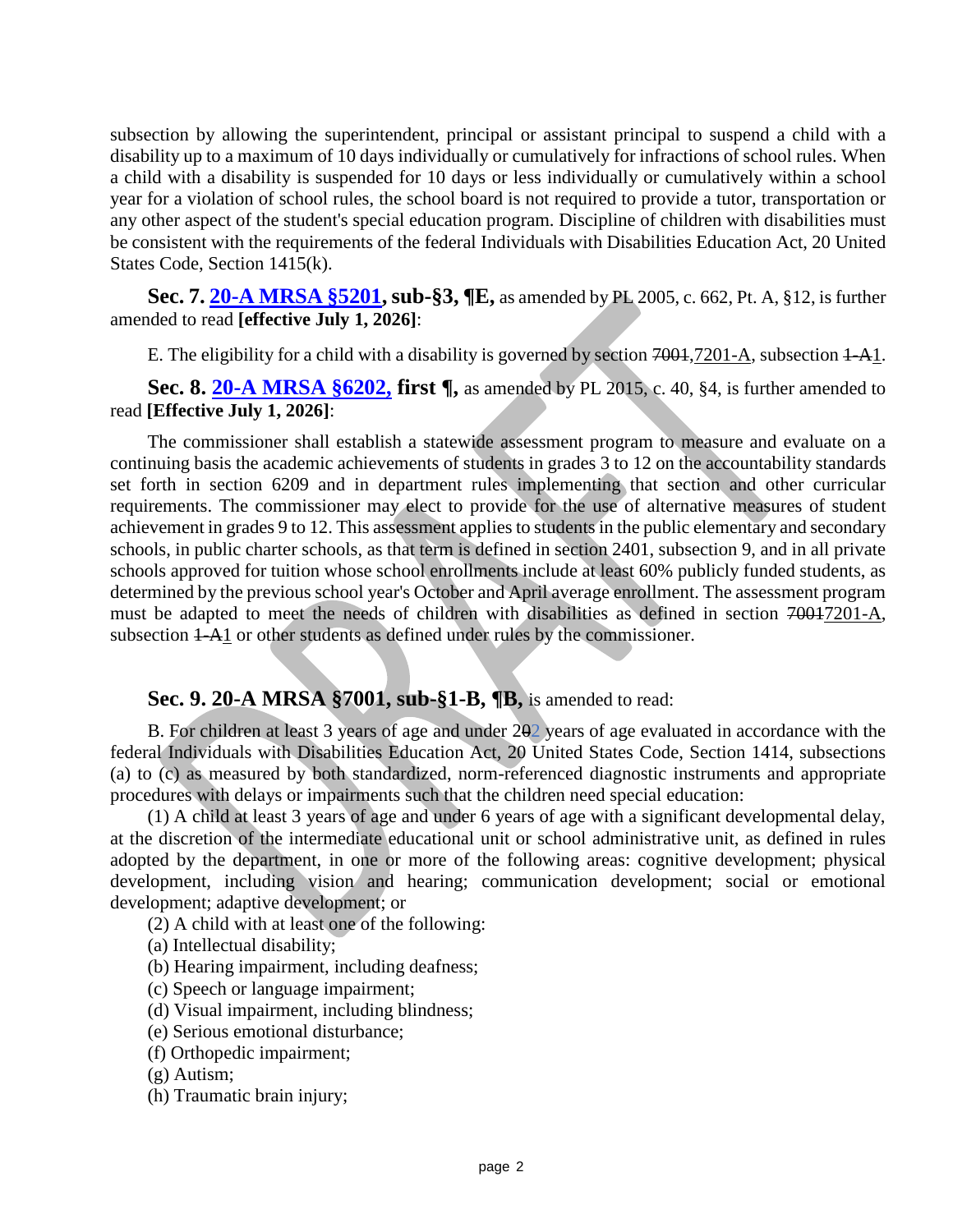subsection by allowing the superintendent, principal or assistant principal to suspend a child with a disability up to a maximum of 10 days individually or cumulatively for infractions of school rules. When a child with a disability is suspended for 10 days or less individually or cumulatively within a school year for a violation of school rules, the school board is not required to provide a tutor, transportation or any other aspect of the student's special education program. Discipline of children with disabilities must be consistent with the requirements of the federal Individuals with Disabilities Education Act, 20 United States Code, Section 1415(k).

**Sec. 7. 20-A MRSA §5201, sub-§3, ¶E,** as amended by PL 2005, c. 662, Pt. A, §12, is further amended to read **[effective July 1, 2026]**:

E. The eligibility for a child with a disability is governed by section ~~7001,~~7201-A, subsection ~~1-A~~1.

**Sec. 8. 20-A MRSA §6202, first ¶,** as amended by PL 2015, c. 40, §4, is further amended to read **[Effective July 1, 2026]**:

The commissioner shall establish a statewide assessment program to measure and evaluate on a continuing basis the academic achievements of students in grades 3 to 12 on the accountability standards set forth in section 6209 and in department rules implementing that section and other curricular requirements. The commissioner may elect to provide for the use of alternative measures of student achievement in grades 9 to 12. This assessment applies to students in the public elementary and secondary schools, in public charter schools, as that term is defined in section 2401, subsection 9, and in all private schools approved for tuition whose school enrollments include at least 60% publicly funded students, as determined by the previous school year's October and April average enrollment. The assessment program must be adapted to meet the needs of children with disabilities as defined in section ~~7001~~7201-A, subsection ~~1-A~~1 or other students as defined under rules by the commissioner.

**Sec. 9. 20-A MRSA §7001, sub-§1-B, ¶B,** is amended to read:

B. For children at least 3 years of age and under 2~~0~~2 years of age evaluated in accordance with the federal Individuals with Disabilities Education Act, 20 United States Code, Section 1414, subsections (a) to (c) as measured by both standardized, norm-referenced diagnostic instruments and appropriate procedures with delays or impairments such that the children need special education:

(1) A child at least 3 years of age and under 6 years of age with a significant developmental delay, at the discretion of the intermediate educational unit or school administrative unit, as defined in rules adopted by the department, in one or more of the following areas: cognitive development; physical development, including vision and hearing; communication development; social or emotional development; adaptive development; or

(2) A child with at least one of the following:

(a) Intellectual disability;

(b) Hearing impairment, including deafness;

(c) Speech or language impairment;

(d) Visual impairment, including blindness;

(e) Serious emotional disturbance;

(f) Orthopedic impairment;

(g) Autism;

(h) Traumatic brain injury;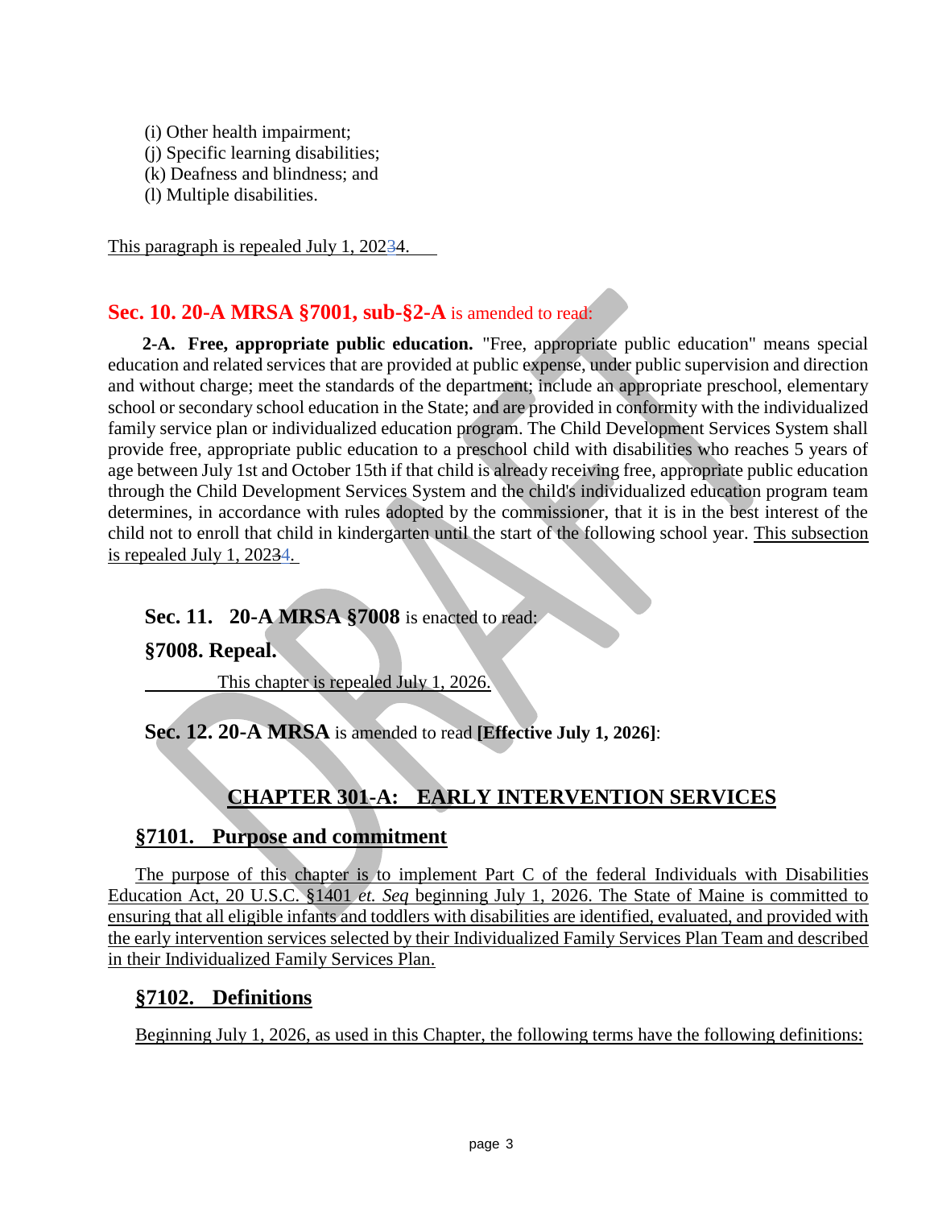(i) Other health impairment;
(j) Specific learning disabilities;
(k) Deafness and blindness; and
(l) Multiple disabilities.

This paragraph is repealed July 1, 2024.

**Sec. 10. 20-A MRSA §7001, sub-§2-A** is amended to read:

**2-A. Free, appropriate public education.** "Free, appropriate public education" means special education and related services that are provided at public expense, under public supervision and direction and without charge; meet the standards of the department; include an appropriate preschool, elementary school or secondary school education in the State; and are provided in conformity with the individualized family service plan or individualized education program. The Child Development Services System shall provide free, appropriate public education to a preschool child with disabilities who reaches 5 years of age between July 1st and October 15th if that child is already receiving free, appropriate public education through the Child Development Services System and the child's individualized education program team determines, in accordance with rules adopted by the commissioner, that it is in the best interest of the child not to enroll that child in kindergarten until the start of the following school year. This subsection is repealed July 1, 2024.

**Sec. 11. 20-A MRSA §7008** is enacted to read:

**§7008. Repeal.**

This chapter is repealed July 1, 2026.

**Sec. 12. 20-A MRSA** is amended to read **[Effective July 1, 2026]**:

## CHAPTER 301-A: EARLY INTERVENTION SERVICES

### §7101. Purpose and commitment

The purpose of this chapter is to implement Part C of the federal Individuals with Disabilities Education Act, 20 U.S.C. §1401 *et. Seq* beginning July 1, 2026. The State of Maine is committed to ensuring that all eligible infants and toddlers with disabilities are identified, evaluated, and provided with the early intervention services selected by their Individualized Family Services Plan Team and described in their Individualized Family Services Plan.

### §7102. Definitions

Beginning July 1, 2026, as used in this Chapter, the following terms have the following definitions: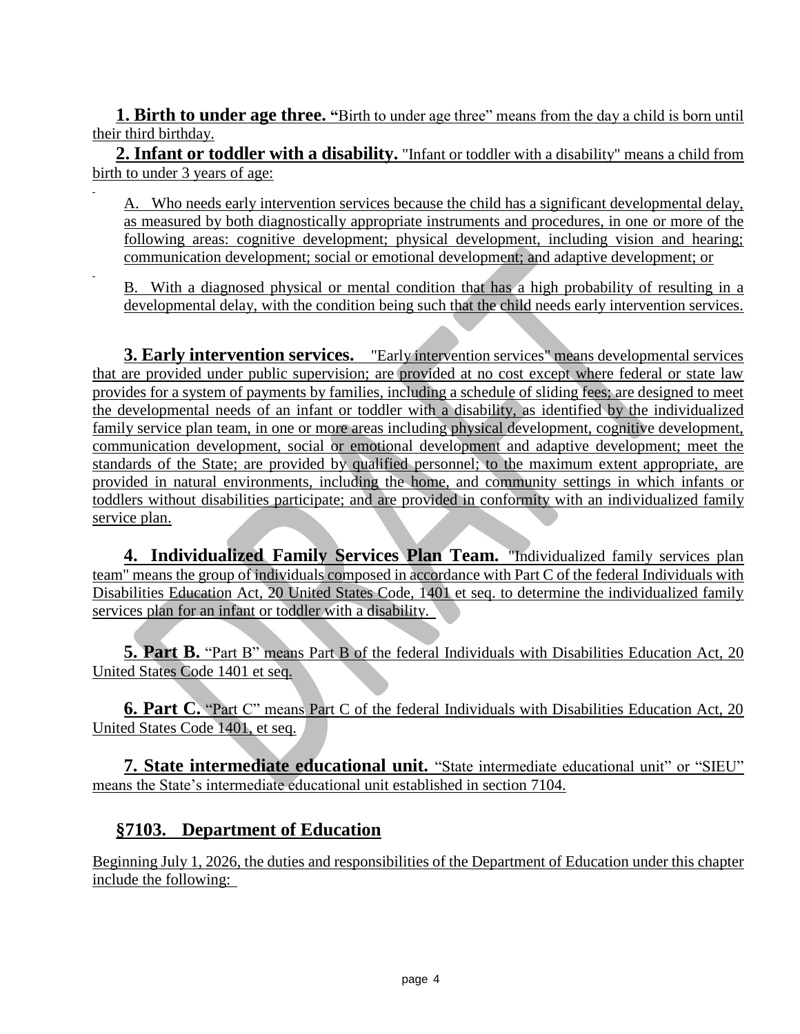**1. Birth to under age three.** "Birth to under age three" means from the day a child is born until their third birthday.

**2. Infant or toddler with a disability.** "Infant or toddler with a disability" means a child from birth to under 3 years of age:

A. Who needs early intervention services because the child has a significant developmental delay, as measured by both diagnostically appropriate instruments and procedures, in one or more of the following areas: cognitive development; physical development, including vision and hearing; communication development; social or emotional development; and adaptive development; or

B. With a diagnosed physical or mental condition that has a high probability of resulting in a developmental delay, with the condition being such that the child needs early intervention services.

**3. Early intervention services.** "Early intervention services" means developmental services that are provided under public supervision; are provided at no cost except where federal or state law provides for a system of payments by families, including a schedule of sliding fees; are designed to meet the developmental needs of an infant or toddler with a disability, as identified by the individualized family service plan team, in one or more areas including physical development, cognitive development, communication development, social or emotional development and adaptive development; meet the standards of the State; are provided by qualified personnel; to the maximum extent appropriate, are provided in natural environments, including the home, and community settings in which infants or toddlers without disabilities participate; and are provided in conformity with an individualized family service plan.

**4. Individualized Family Services Plan Team.** "Individualized family services plan team" means the group of individuals composed in accordance with Part C of the federal Individuals with Disabilities Education Act, 20 United States Code, 1401 et seq. to determine the individualized family services plan for an infant or toddler with a disability.

**5. Part B.** "Part B" means Part B of the federal Individuals with Disabilities Education Act, 20 United States Code 1401 et seq.

**6. Part C.** "Part C" means Part C of the federal Individuals with Disabilities Education Act, 20 United States Code 1401, et seq.

**7. State intermediate educational unit.** "State intermediate educational unit" or "SIEU" means the State's intermediate educational unit established in section 7104.

## §7103. Department of Education

Beginning July 1, 2026, the duties and responsibilities of the Department of Education under this chapter include the following: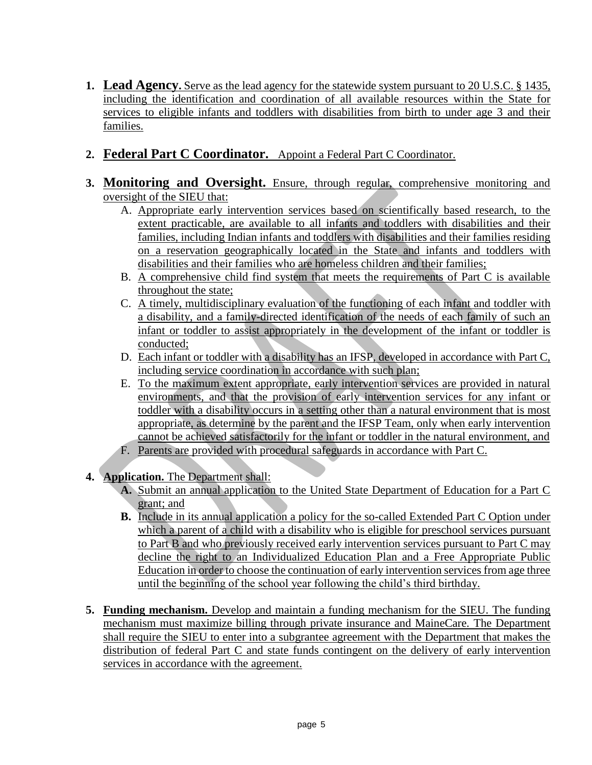1. **Lead Agency.** Serve as the lead agency for the statewide system pursuant to 20 U.S.C. § 1435, including the identification and coordination of all available resources within the State for services to eligible infants and toddlers with disabilities from birth to under age 3 and their families.

2. **Federal Part C Coordinator.** Appoint a Federal Part C Coordinator.

3. **Monitoring and Oversight.** Ensure, through regular, comprehensive monitoring and oversight of the SIEU that:
   A. Appropriate early intervention services based on scientifically based research, to the extent practicable, are available to all infants and toddlers with disabilities and their families, including Indian infants and toddlers with disabilities and their families residing on a reservation geographically located in the State and infants and toddlers with disabilities and their families who are homeless children and their families;
   B. A comprehensive child find system that meets the requirements of Part C is available throughout the state;
   C. A timely, multidisciplinary evaluation of the functioning of each infant and toddler with a disability, and a family-directed identification of the needs of each family of such an infant or toddler to assist appropriately in the development of the infant or toddler is conducted;
   D. Each infant or toddler with a disability has an IFSP, developed in accordance with Part C, including service coordination in accordance with such plan;
   E. To the maximum extent appropriate, early intervention services are provided in natural environments, and that the provision of early intervention services for any infant or toddler with a disability occurs in a setting other than a natural environment that is most appropriate, as determine by the parent and the IFSP Team, only when early intervention cannot be achieved satisfactorily for the infant or toddler in the natural environment, and
   F. Parents are provided with procedural safeguards in accordance with Part C.

4. **Application.** The Department shall:
   **A.** Submit an annual application to the United State Department of Education for a Part C grant; and
   **B.** Include in its annual application a policy for the so-called Extended Part C Option under which a parent of a child with a disability who is eligible for preschool services pursuant to Part B and who previously received early intervention services pursuant to Part C may decline the right to an Individualized Education Plan and a Free Appropriate Public Education in order to choose the continuation of early intervention services from age three until the beginning of the school year following the child's third birthday.

5. **Funding mechanism.** Develop and maintain a funding mechanism for the SIEU. The funding mechanism must maximize billing through private insurance and MaineCare. The Department shall require the SIEU to enter into a subgrantee agreement with the Department that makes the distribution of federal Part C and state funds contingent on the delivery of early intervention services in accordance with the agreement.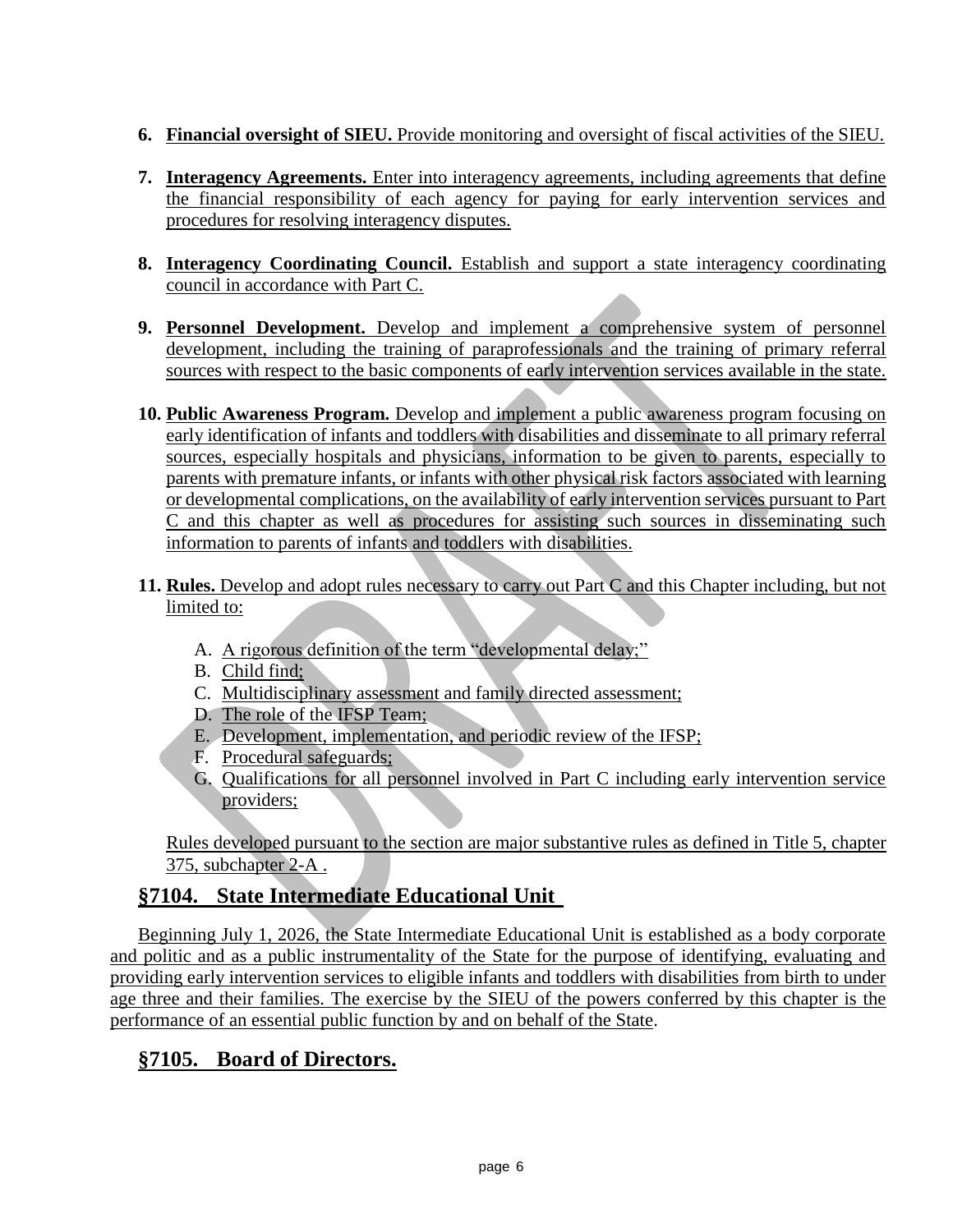6. **Financial oversight of SIEU.** Provide monitoring and oversight of fiscal activities of the SIEU.

7. **Interagency Agreements.** Enter into interagency agreements, including agreements that define the financial responsibility of each agency for paying for early intervention services and procedures for resolving interagency disputes.

8. **Interagency Coordinating Council.** Establish and support a state interagency coordinating council in accordance with Part C.

9. **Personnel Development.** Develop and implement a comprehensive system of personnel development, including the training of paraprofessionals and the training of primary referral sources with respect to the basic components of early intervention services available in the state.

10. **Public Awareness Program.** Develop and implement a public awareness program focusing on early identification of infants and toddlers with disabilities and disseminate to all primary referral sources, especially hospitals and physicians, information to be given to parents, especially to parents with premature infants, or infants with other physical risk factors associated with learning or developmental complications, on the availability of early intervention services pursuant to Part C and this chapter as well as procedures for assisting such sources in disseminating such information to parents of infants and toddlers with disabilities.

11. **Rules.** Develop and adopt rules necessary to carry out Part C and this Chapter including, but not limited to:

    A. A rigorous definition of the term "developmental delay;"
    B. Child find;
    C. Multidisciplinary assessment and family directed assessment;
    D. The role of the IFSP Team;
    E. Development, implementation, and periodic review of the IFSP;
    F. Procedural safeguards;
    G. Qualifications for all personnel involved in Part C including early intervention service providers;

    Rules developed pursuant to the section are major substantive rules as defined in Title 5, chapter 375, subchapter 2-A .

## §7104. State Intermediate Educational Unit

Beginning July 1, 2026, the State Intermediate Educational Unit is established as a body corporate and politic and as a public instrumentality of the State for the purpose of identifying, evaluating and providing early intervention services to eligible infants and toddlers with disabilities from birth to under age three and their families. The exercise by the SIEU of the powers conferred by this chapter is the performance of an essential public function by and on behalf of the State.

## §7105. Board of Directors.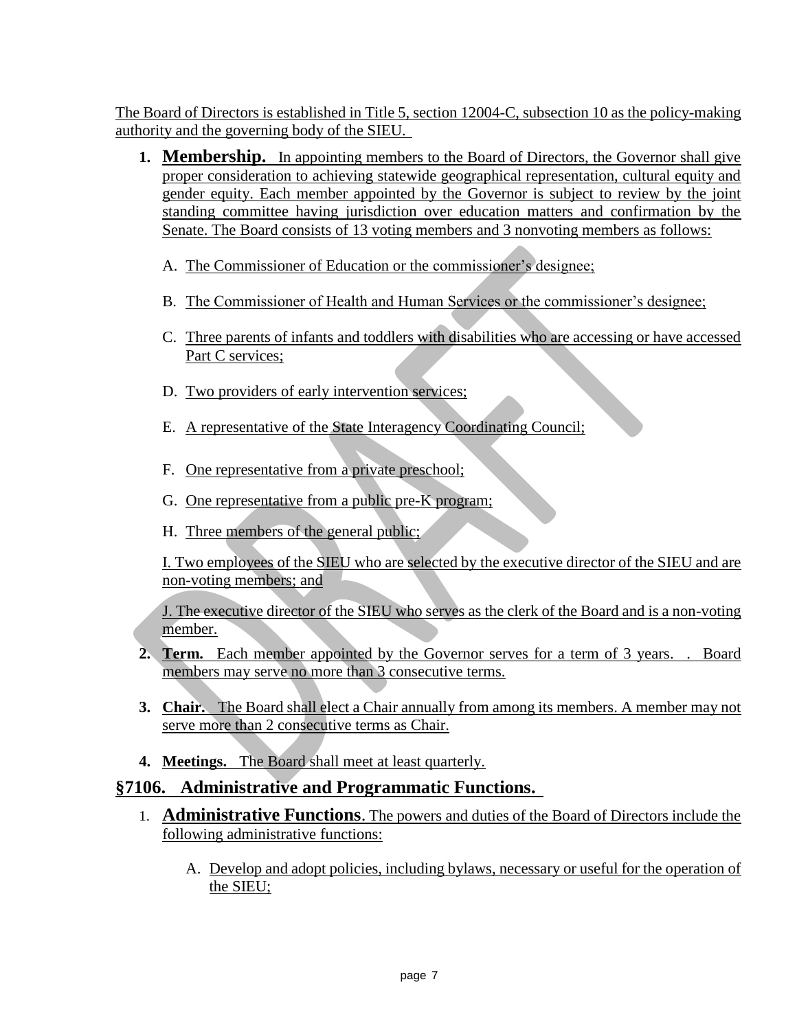The Board of Directors is established in Title 5, section 12004-C, subsection 10 as the policy-making authority and the governing body of the SIEU.

1. **Membership.** In appointing members to the Board of Directors, the Governor shall give proper consideration to achieving statewide geographical representation, cultural equity and gender equity. Each member appointed by the Governor is subject to review by the joint standing committee having jurisdiction over education matters and confirmation by the Senate. The Board consists of 13 voting members and 3 nonvoting members as follows:

   A. The Commissioner of Education or the commissioner's designee;

   B. The Commissioner of Health and Human Services or the commissioner's designee;

   C. Three parents of infants and toddlers with disabilities who are accessing or have accessed Part C services;

   D. Two providers of early intervention services;

   E. A representative of the State Interagency Coordinating Council;

   F. One representative from a private preschool;

   G. One representative from a public pre-K program;

   H. Three members of the general public;

   I. Two employees of the SIEU who are selected by the executive director of the SIEU and are non-voting members; and

   J. The executive director of the SIEU who serves as the clerk of the Board and is a non-voting member.

2. **Term.** Each member appointed by the Governor serves for a term of 3 years. . Board members may serve no more than 3 consecutive terms.

3. **Chair.** The Board shall elect a Chair annually from among its members. A member may not serve more than 2 consecutive terms as Chair.

4. **Meetings.** The Board shall meet at least quarterly.

## §7106. Administrative and Programmatic Functions.

1. **Administrative Functions**. The powers and duties of the Board of Directors include the following administrative functions:

   A. Develop and adopt policies, including bylaws, necessary or useful for the operation of the SIEU;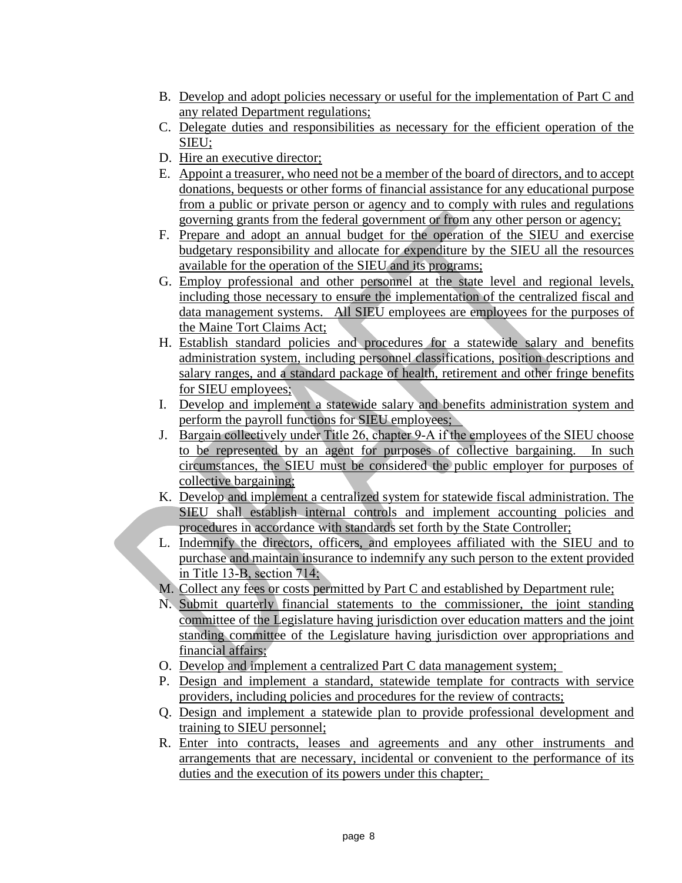B. Develop and adopt policies necessary or useful for the implementation of Part C and any related Department regulations;

C. Delegate duties and responsibilities as necessary for the efficient operation of the SIEU;

D. Hire an executive director;

E. Appoint a treasurer, who need not be a member of the board of directors, and to accept donations, bequests or other forms of financial assistance for any educational purpose from a public or private person or agency and to comply with rules and regulations governing grants from the federal government or from any other person or agency;

F. Prepare and adopt an annual budget for the operation of the SIEU and exercise budgetary responsibility and allocate for expenditure by the SIEU all the resources available for the operation of the SIEU and its programs;

G. Employ professional and other personnel at the state level and regional levels, including those necessary to ensure the implementation of the centralized fiscal and data management systems. All SIEU employees are employees for the purposes of the Maine Tort Claims Act;

H. Establish standard policies and procedures for a statewide salary and benefits administration system, including personnel classifications, position descriptions and salary ranges, and a standard package of health, retirement and other fringe benefits for SIEU employees;

I. Develop and implement a statewide salary and benefits administration system and perform the payroll functions for SIEU employees;

J. Bargain collectively under Title 26, chapter 9-A if the employees of the SIEU choose to be represented by an agent for purposes of collective bargaining. In such circumstances, the SIEU must be considered the public employer for purposes of collective bargaining;

K. Develop and implement a centralized system for statewide fiscal administration. The SIEU shall establish internal controls and implement accounting policies and procedures in accordance with standards set forth by the State Controller;

L. Indemnify the directors, officers, and employees affiliated with the SIEU and to purchase and maintain insurance to indemnify any such person to the extent provided in Title 13-B, section 714;

M. Collect any fees or costs permitted by Part C and established by Department rule;

N. Submit quarterly financial statements to the commissioner, the joint standing committee of the Legislature having jurisdiction over education matters and the joint standing committee of the Legislature having jurisdiction over appropriations and financial affairs;

O. Develop and implement a centralized Part C data management system;

P. Design and implement a standard, statewide template for contracts with service providers, including policies and procedures for the review of contracts;

Q. Design and implement a statewide plan to provide professional development and training to SIEU personnel;

R. Enter into contracts, leases and agreements and any other instruments and arrangements that are necessary, incidental or convenient to the performance of its duties and the execution of its powers under this chapter;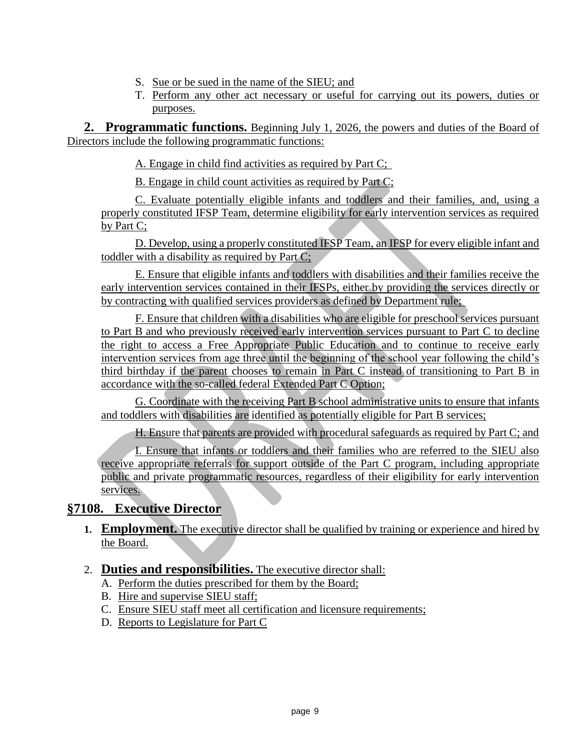S. Sue or be sued in the name of the SIEU; and

T. Perform any other act necessary or useful for carrying out its powers, duties or purposes.

**2. Programmatic functions.** Beginning July 1, 2026, the powers and duties of the Board of Directors include the following programmatic functions:

A. Engage in child find activities as required by Part C;

B. Engage in child count activities as required by Part C;

C. Evaluate potentially eligible infants and toddlers and their families, and, using a properly constituted IFSP Team, determine eligibility for early intervention services as required by Part C;

D. Develop, using a properly constituted IFSP Team, an IFSP for every eligible infant and toddler with a disability as required by Part C;

E. Ensure that eligible infants and toddlers with disabilities and their families receive the early intervention services contained in their IFSPs, either by providing the services directly or by contracting with qualified services providers as defined by Department rule;

F. Ensure that children with a disabilities who are eligible for preschool services pursuant to Part B and who previously received early intervention services pursuant to Part C to decline the right to access a Free Appropriate Public Education and to continue to receive early intervention services from age three until the beginning of the school year following the child's third birthday if the parent chooses to remain in Part C instead of transitioning to Part B in accordance with the so-called federal Extended Part C Option;

G. Coordinate with the receiving Part B school administrative units to ensure that infants and toddlers with disabilities are identified as potentially eligible for Part B services;

H. Ensure that parents are provided with procedural safeguards as required by Part C; and

I. Ensure that infants or toddlers and their families who are referred to the SIEU also receive appropriate referrals for support outside of the Part C program, including appropriate public and private programmatic resources, regardless of their eligibility for early intervention services.

## §7108. Executive Director

1. **Employment.** The executive director shall be qualified by training or experience and hired by the Board.

2. **Duties and responsibilities.** The executive director shall:

   A. Perform the duties prescribed for them by the Board;

   B. Hire and supervise SIEU staff;

   C. Ensure SIEU staff meet all certification and licensure requirements;

   D. Reports to Legislature for Part C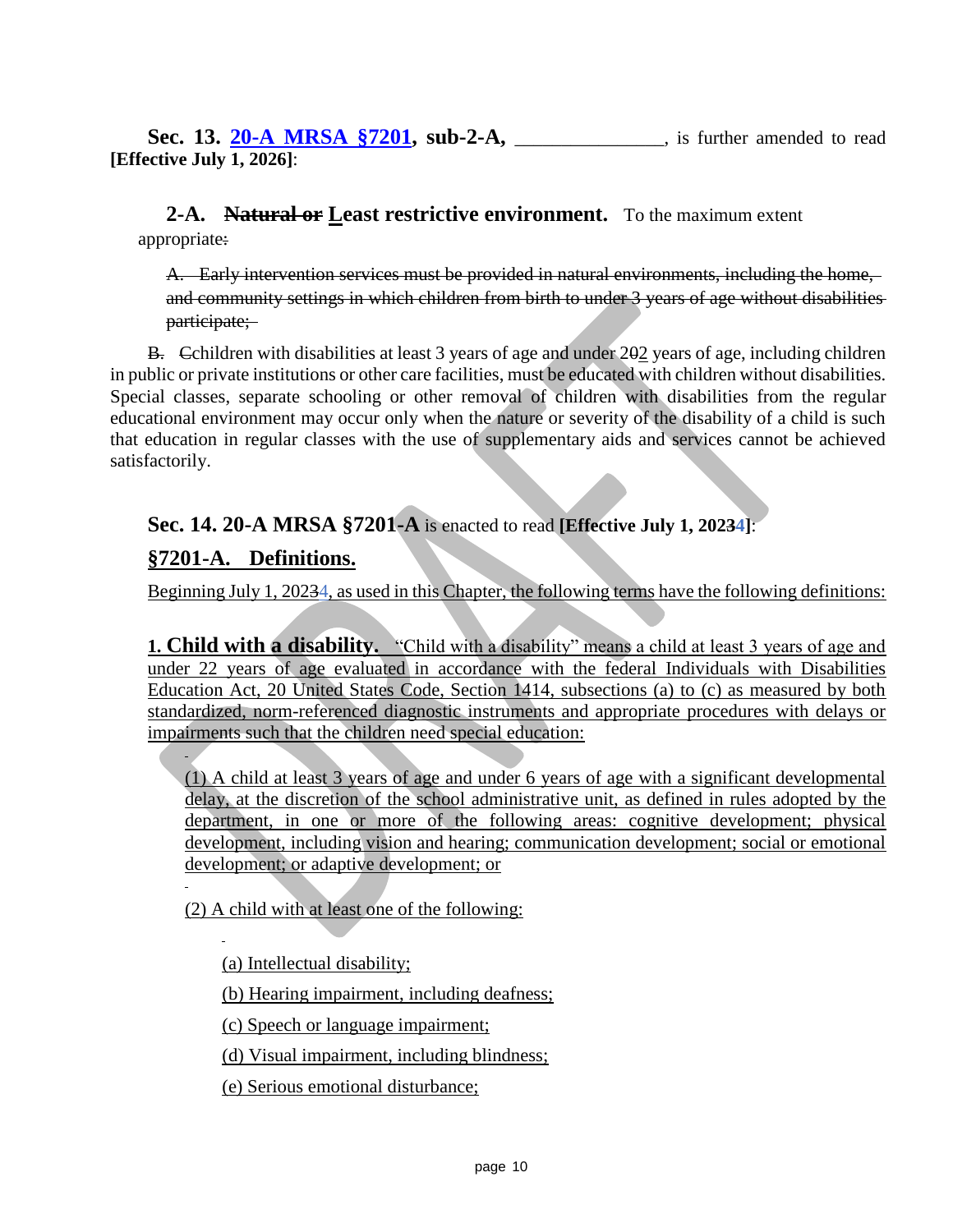**Sec. 13. 20-A MRSA §7201, sub-2-A,** _______________, is further amended to read **[Effective July 1, 2026]**:

**2-A. ~~Natural or~~ Least restrictive environment.** To the maximum extent appropriate~~:~~

~~A. Early intervention services must be provided in natural environments, including the home, and community settings in which children from birth to under 3 years of age without disabilities participate;~~

~~B.~~ ~~C~~children with disabilities at least 3 years of age and under 2~~0~~2 years of age, including children in public or private institutions or other care facilities, must be educated with children without disabilities. Special classes, separate schooling or other removal of children with disabilities from the regular educational environment may occur only when the nature or severity of the disability of a child is such that education in regular classes with the use of supplementary aids and services cannot be achieved satisfactorily.

**Sec. 14. 20-A MRSA §7201-A** is enacted to read **[Effective July 1, 202~~3~~4]**:

**§7201-A. Definitions.**

Beginning July 1, 202~~3~~4, as used in this Chapter, the following terms have the following definitions:

**1. Child with a disability.** "Child with a disability" means a child at least 3 years of age and under 22 years of age evaluated in accordance with the federal Individuals with Disabilities Education Act, 20 United States Code, Section 1414, subsections (a) to (c) as measured by both standardized, norm-referenced diagnostic instruments and appropriate procedures with delays or impairments such that the children need special education:

(1) A child at least 3 years of age and under 6 years of age with a significant developmental delay, at the discretion of the school administrative unit, as defined in rules adopted by the department, in one or more of the following areas: cognitive development; physical development, including vision and hearing; communication development; social or emotional development; or adaptive development; or

(2) A child with at least one of the following:

(a) Intellectual disability;

(b) Hearing impairment, including deafness;

(c) Speech or language impairment;

(d) Visual impairment, including blindness;

(e) Serious emotional disturbance;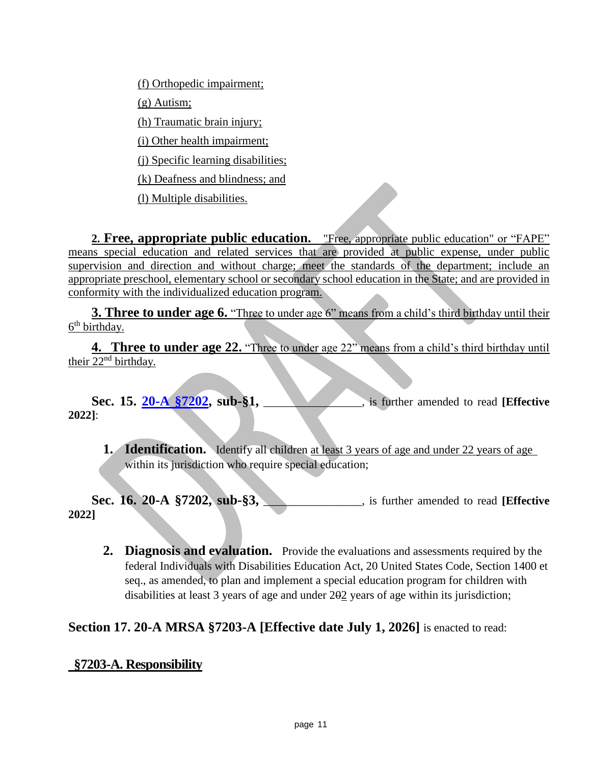(f) Orthopedic impairment;

(g) Autism;

(h) Traumatic brain injury;

(i) Other health impairment;

(j) Specific learning disabilities;

(k) Deafness and blindness; and

(l) Multiple disabilities.

**2. Free, appropriate public education.** "Free, appropriate public education" or "FAPE" means special education and related services that are provided at public expense, under public supervision and direction and without charge; meet the standards of the department; include an appropriate preschool, elementary school or secondary school education in the State; and are provided in conformity with the individualized education program.

**3. Three to under age 6.** "Three to under age 6" means from a child's third birthday until their 6th birthday.

**4. Three to under age 22.** "Three to under age 22" means from a child's third birthday until their 22nd birthday.

**Sec. 15. 20-A §7202, sub-§1,** \_\_\_\_\_\_\_\_\_\_\_\_\_\_\_\_, is further amended to read **[Effective 2022]**:

**1. Identification.** Identify all children at least 3 years of age and under 22 years of age within its jurisdiction who require special education;

**Sec. 16. 20-A §7202, sub-§3,** \_\_\_\_\_\_\_\_\_\_\_\_\_\_\_\_, is further amended to read **[Effective 2022]**

**2. Diagnosis and evaluation.** Provide the evaluations and assessments required by the federal Individuals with Disabilities Education Act, 20 United States Code, Section 1400 et seq., as amended, to plan and implement a special education program for children with disabilities at least 3 years of age and under 2~~0~~2 years of age within its jurisdiction;

**Section 17. 20-A MRSA §7203-A [Effective date July 1, 2026]** is enacted to read:

**§7203-A. Responsibility**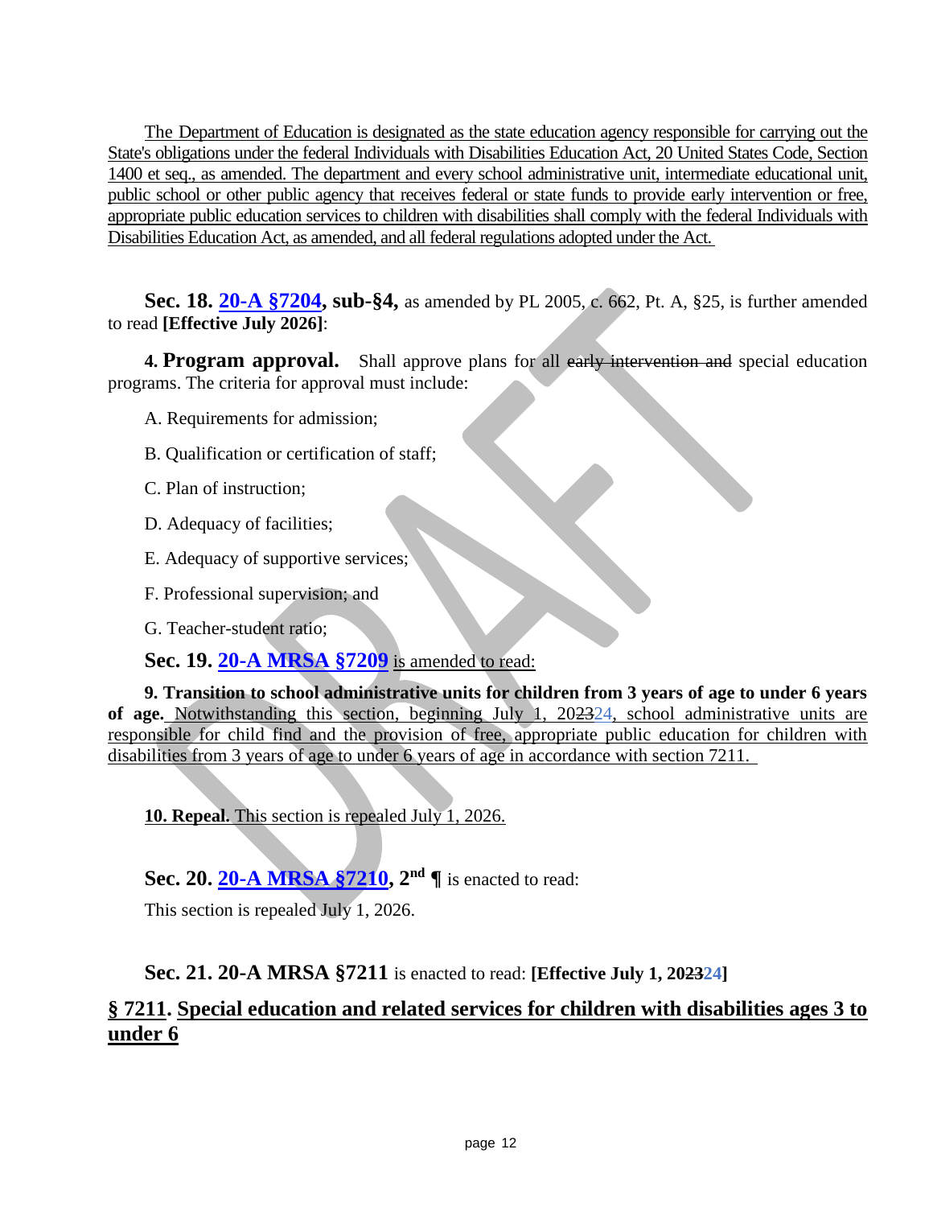The Department of Education is designated as the state education agency responsible for carrying out the State's obligations under the federal Individuals with Disabilities Education Act, 20 United States Code, Section 1400 et seq., as amended. The department and every school administrative unit, intermediate educational unit, public school or other public agency that receives federal or state funds to provide early intervention or free, appropriate public education services to children with disabilities shall comply with the federal Individuals with Disabilities Education Act, as amended, and all federal regulations adopted under the Act.

**Sec. 18. 20-A §7204, sub-§4,** as amended by PL 2005, c. 662, Pt. A, §25, is further amended to read **[Effective July 2026]**:

**4. Program approval.** Shall approve plans for all ~~early intervention and~~ special education programs. The criteria for approval must include:

A. Requirements for admission;

B. Qualification or certification of staff;

C. Plan of instruction;

D. Adequacy of facilities;

E. Adequacy of supportive services;

F. Professional supervision; and

G. Teacher-student ratio;

**Sec. 19. 20-A MRSA §7209** is amended to read:

**9. Transition to school administrative units for children from 3 years of age to under 6 years of age.** Notwithstanding this section, beginning July 1, 20~~23~~24, school administrative units are responsible for child find and the provision of free, appropriate public education for children with disabilities from 3 years of age to under 6 years of age in accordance with section 7211.

**10. Repeal.** This section is repealed July 1, 2026.

**Sec. 20. 20-A MRSA §7210, 2nd ¶** is enacted to read:

This section is repealed July 1, 2026.

**Sec. 21. 20-A MRSA §7211** is enacted to read: **[Effective July 1, 20~~23~~24]**

## § 7211. Special education and related services for children with disabilities ages 3 to under 6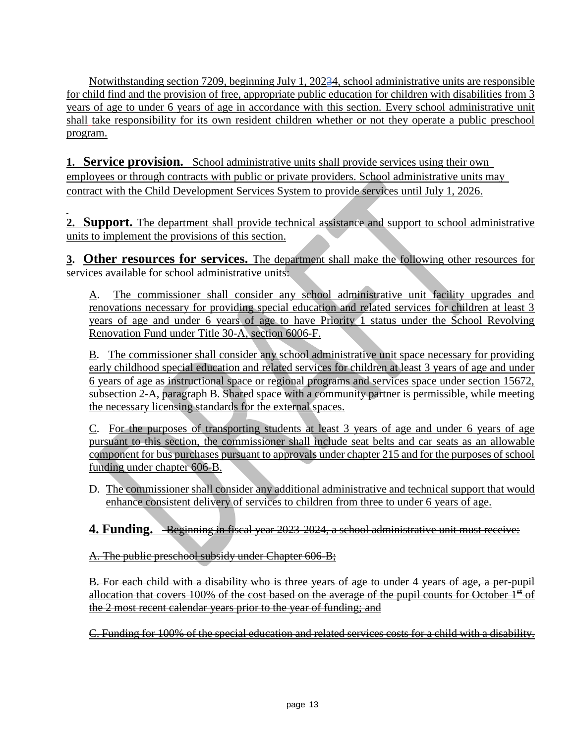Notwithstanding section 7209, beginning July 1, 2024, school administrative units are responsible for child find and the provision of free, appropriate public education for children with disabilities from 3 years of age to under 6 years of age in accordance with this section. Every school administrative unit shall take responsibility for its own resident children whether or not they operate a public preschool program.

**1. Service provision.** School administrative units shall provide services using their own employees or through contracts with public or private providers. School administrative units may contract with the Child Development Services System to provide services until July 1, 2026.

**2. Support.** The department shall provide technical assistance and support to school administrative units to implement the provisions of this section.

**3. Other resources for services.** The department shall make the following other resources for services available for school administrative units:

A. The commissioner shall consider any school administrative unit facility upgrades and renovations necessary for providing special education and related services for children at least 3 years of age and under 6 years of age to have Priority 1 status under the School Revolving Renovation Fund under Title 30-A, section 6006-F.

B. The commissioner shall consider any school administrative unit space necessary for providing early childhood special education and related services for children at least 3 years of age and under 6 years of age as instructional space or regional programs and services space under section 15672, subsection 2-A, paragraph B. Shared space with a community partner is permissible, while meeting the necessary licensing standards for the external spaces.

C. For the purposes of transporting students at least 3 years of age and under 6 years of age pursuant to this section, the commissioner shall include seat belts and car seats as an allowable component for bus purchases pursuant to approvals under chapter 215 and for the purposes of school funding under chapter 606-B.

D. The commissioner shall consider any additional administrative and technical support that would enhance consistent delivery of services to children from three to under 6 years of age.

**4. Funding.** ~~Beginning in fiscal year 2023-2024, a school administrative unit must receive:~~

~~A. The public preschool subsidy under Chapter 606-B;~~

~~B. For each child with a disability who is three years of age to under 4 years of age, a per-pupil allocation that covers 100% of the cost based on the average of the pupil counts for October 1st of the 2 most recent calendar years prior to the year of funding; and~~

~~C. Funding for 100% of the special education and related services costs for a child with a disability.~~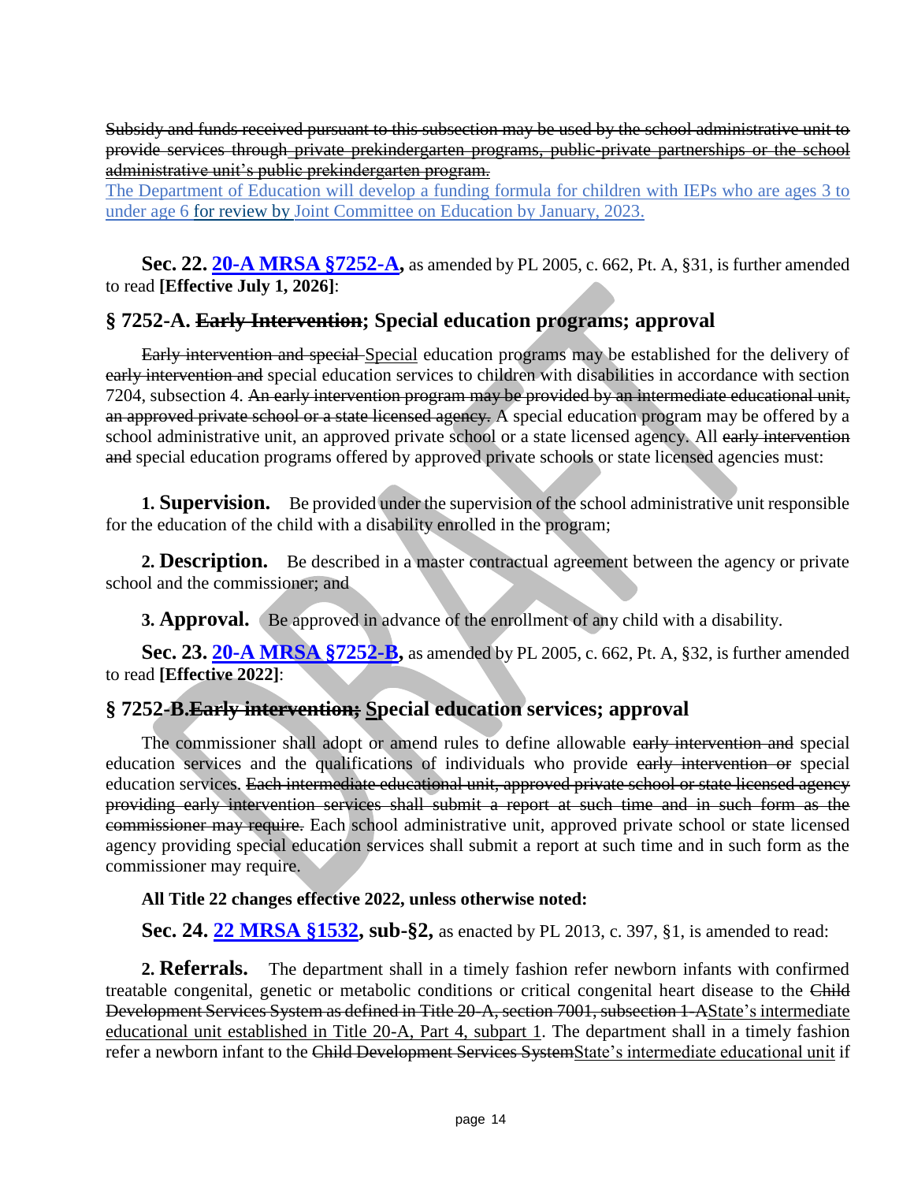~~Subsidy and funds received pursuant to this subsection may be used by the school administrative unit to provide services through private prekindergarten programs, public-private partnerships or the school administrative unit's public prekindergarten program.~~

The Department of Education will develop a funding formula for children with IEPs who are ages 3 to under age 6 for review by Joint Committee on Education by January, 2023.

**Sec. 22. 20-A MRSA §7252-A,** as amended by PL 2005, c. 662, Pt. A, §31, is further amended to read **[Effective July 1, 2026]**:

## § 7252-A. ~~Early Intervention~~; Special education programs; approval

~~Early intervention and special~~ Special education programs may be established for the delivery of ~~early intervention and~~ special education services to children with disabilities in accordance with section 7204, subsection 4. ~~An early intervention program may be provided by an intermediate educational unit, an approved private school or a state licensed agency.~~ A special education program may be offered by a school administrative unit, an approved private school or a state licensed agency. All ~~early intervention and~~ special education programs offered by approved private schools or state licensed agencies must:

**1. Supervision.** Be provided under the supervision of the school administrative unit responsible for the education of the child with a disability enrolled in the program;

**2. Description.** Be described in a master contractual agreement between the agency or private school and the commissioner; and

**3. Approval.** Be approved in advance of the enrollment of any child with a disability.

**Sec. 23. 20-A MRSA §7252-B,** as amended by PL 2005, c. 662, Pt. A, §32, is further amended to read **[Effective 2022]**:

## § 7252-B.~~Early intervention;~~ Special education services; approval

The commissioner shall adopt or amend rules to define allowable ~~early intervention and~~ special education services and the qualifications of individuals who provide ~~early intervention or~~ special education services. ~~Each intermediate educational unit, approved private school or state licensed agency providing early intervention services shall submit a report at such time and in such form as the commissioner may require.~~ Each school administrative unit, approved private school or state licensed agency providing special education services shall submit a report at such time and in such form as the commissioner may require.

**All Title 22 changes effective 2022, unless otherwise noted:**

**Sec. 24. 22 MRSA §1532, sub-§2,** as enacted by PL 2013, c. 397, §1, is amended to read:

**2. Referrals.** The department shall in a timely fashion refer newborn infants with confirmed treatable congenital, genetic or metabolic conditions or critical congenital heart disease to the ~~Child Development Services System as defined in Title 20-A, section 7001, subsection 1-A~~State's intermediate educational unit established in Title 20-A, Part 4, subpart 1. The department shall in a timely fashion refer a newborn infant to the ~~Child Development Services System~~State's intermediate educational unit if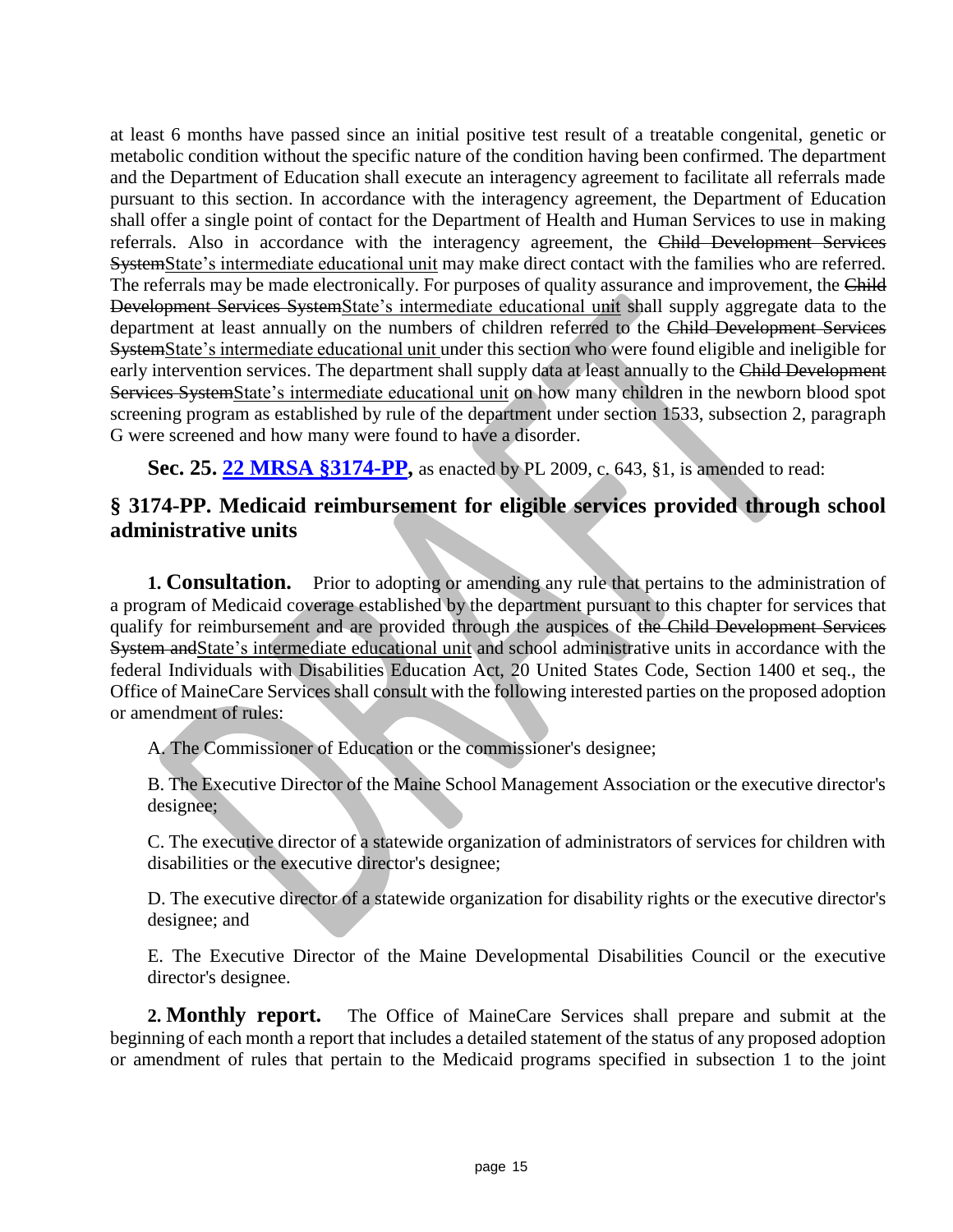at least 6 months have passed since an initial positive test result of a treatable congenital, genetic or metabolic condition without the specific nature of the condition having been confirmed. The department and the Department of Education shall execute an interagency agreement to facilitate all referrals made pursuant to this section. In accordance with the interagency agreement, the Department of Education shall offer a single point of contact for the Department of Health and Human Services to use in making referrals. Also in accordance with the interagency agreement, the ~~Child Development Services System~~State's intermediate educational unit may make direct contact with the families who are referred. The referrals may be made electronically. For purposes of quality assurance and improvement, the ~~Child Development Services System~~State's intermediate educational unit shall supply aggregate data to the department at least annually on the numbers of children referred to the ~~Child Development Services System~~State's intermediate educational unit under this section who were found eligible and ineligible for early intervention services. The department shall supply data at least annually to the ~~Child Development Services System~~State's intermediate educational unit on how many children in the newborn blood spot screening program as established by rule of the department under section 1533, subsection 2, paragraph G were screened and how many were found to have a disorder.

**Sec. 25. 22 MRSA §3174-PP,** as enacted by PL 2009, c. 643, §1, is amended to read:

## § 3174-PP. Medicaid reimbursement for eligible services provided through school administrative units

**1. Consultation.** Prior to adopting or amending any rule that pertains to the administration of a program of Medicaid coverage established by the department pursuant to this chapter for services that qualify for reimbursement and are provided through the auspices of ~~the Child Development Services System and~~State's intermediate educational unit and school administrative units in accordance with the federal Individuals with Disabilities Education Act, 20 United States Code, Section 1400 et seq., the Office of MaineCare Services shall consult with the following interested parties on the proposed adoption or amendment of rules:

A. The Commissioner of Education or the commissioner's designee;

B. The Executive Director of the Maine School Management Association or the executive director's designee;

C. The executive director of a statewide organization of administrators of services for children with disabilities or the executive director's designee;

D. The executive director of a statewide organization for disability rights or the executive director's designee; and

E. The Executive Director of the Maine Developmental Disabilities Council or the executive director's designee.

**2. Monthly report.** The Office of MaineCare Services shall prepare and submit at the beginning of each month a report that includes a detailed statement of the status of any proposed adoption or amendment of rules that pertain to the Medicaid programs specified in subsection 1 to the joint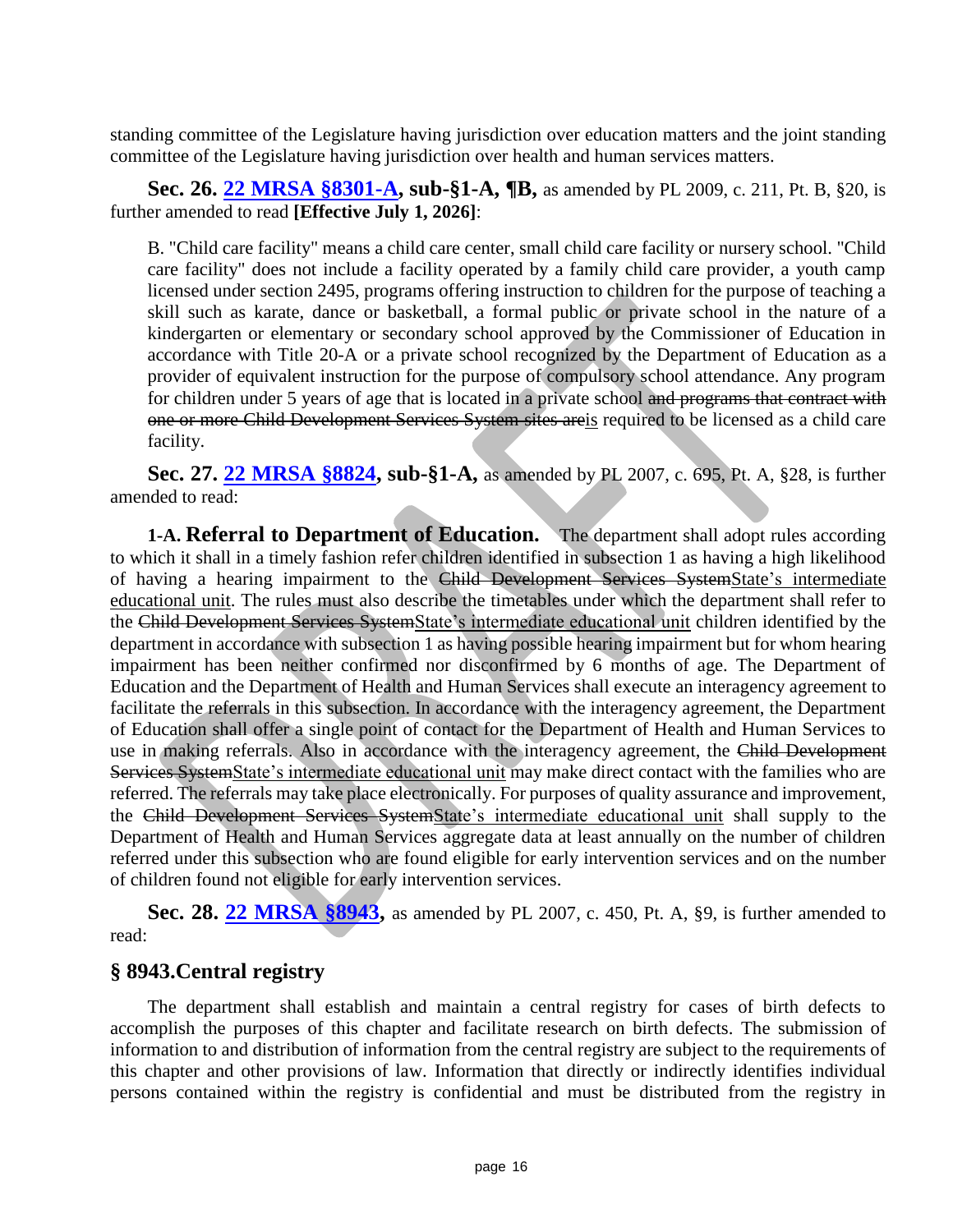standing committee of the Legislature having jurisdiction over education matters and the joint standing committee of the Legislature having jurisdiction over health and human services matters.

**Sec. 26. 22 MRSA §8301-A, sub-§1-A, ¶B,** as amended by PL 2009, c. 211, Pt. B, §20, is further amended to read **[Effective July 1, 2026]**:

B. "Child care facility" means a child care center, small child care facility or nursery school. "Child care facility" does not include a facility operated by a family child care provider, a youth camp licensed under section 2495, programs offering instruction to children for the purpose of teaching a skill such as karate, dance or basketball, a formal public or private school in the nature of a kindergarten or elementary or secondary school approved by the Commissioner of Education in accordance with Title 20-A or a private school recognized by the Department of Education as a provider of equivalent instruction for the purpose of compulsory school attendance. Any program for children under 5 years of age that is located in a private school ~~and programs that contract with one or more Child Development Services System sites are~~<u>is</u> required to be licensed as a child care facility.

**Sec. 27. 22 MRSA §8824, sub-§1-A,** as amended by PL 2007, c. 695, Pt. A, §28, is further amended to read:

**1-A. Referral to Department of Education.** The department shall adopt rules according to which it shall in a timely fashion refer children identified in subsection 1 as having a high likelihood of having a hearing impairment to the ~~Child Development Services System~~<u>State's intermediate educational unit</u>. The rules must also describe the timetables under which the department shall refer to the ~~Child Development Services System~~<u>State's intermediate educational unit</u> children identified by the department in accordance with subsection 1 as having possible hearing impairment but for whom hearing impairment has been neither confirmed nor disconfirmed by 6 months of age. The Department of Education and the Department of Health and Human Services shall execute an interagency agreement to facilitate the referrals in this subsection. In accordance with the interagency agreement, the Department of Education shall offer a single point of contact for the Department of Health and Human Services to use in making referrals. Also in accordance with the interagency agreement, the ~~Child Development Services System~~<u>State's intermediate educational unit</u> may make direct contact with the families who are referred. The referrals may take place electronically. For purposes of quality assurance and improvement, the ~~Child Development Services System~~<u>State's intermediate educational unit</u> shall supply to the Department of Health and Human Services aggregate data at least annually on the number of children referred under this subsection who are found eligible for early intervention services and on the number of children found not eligible for early intervention services.

**Sec. 28. 22 MRSA §8943,** as amended by PL 2007, c. 450, Pt. A, §9, is further amended to read:

## § 8943.Central registry

The department shall establish and maintain a central registry for cases of birth defects to accomplish the purposes of this chapter and facilitate research on birth defects. The submission of information to and distribution of information from the central registry are subject to the requirements of this chapter and other provisions of law. Information that directly or indirectly identifies individual persons contained within the registry is confidential and must be distributed from the registry in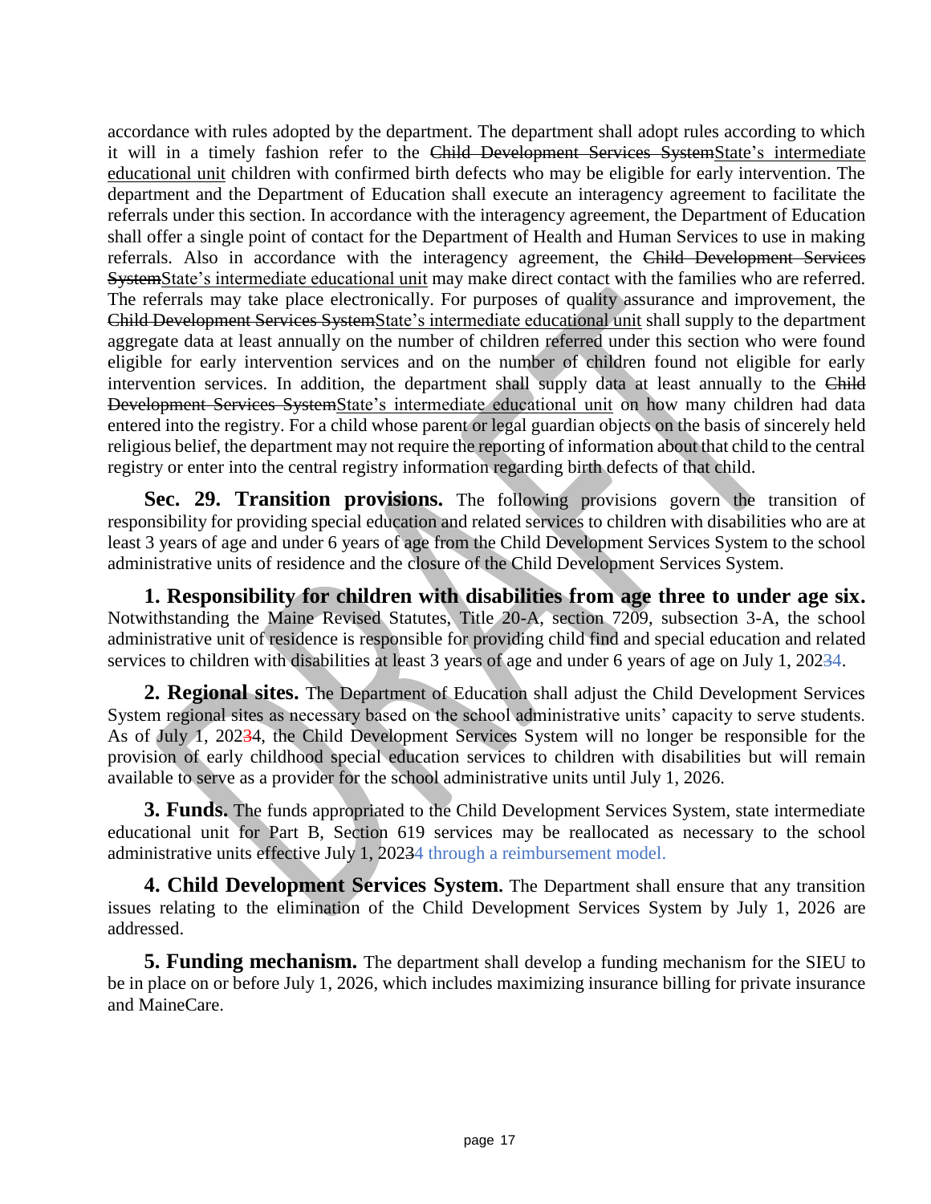accordance with rules adopted by the department. The department shall adopt rules according to which it will in a timely fashion refer to the ~~Child Development Services System~~State's intermediate educational unit children with confirmed birth defects who may be eligible for early intervention. The department and the Department of Education shall execute an interagency agreement to facilitate the referrals under this section. In accordance with the interagency agreement, the Department of Education shall offer a single point of contact for the Department of Health and Human Services to use in making referrals. Also in accordance with the interagency agreement, the ~~Child Development Services System~~State's intermediate educational unit may make direct contact with the families who are referred. The referrals may take place electronically. For purposes of quality assurance and improvement, the ~~Child Development Services System~~State's intermediate educational unit shall supply to the department aggregate data at least annually on the number of children referred under this section who were found eligible for early intervention services and on the number of children found not eligible for early intervention services. In addition, the department shall supply data at least annually to the ~~Child Development Services System~~State's intermediate educational unit on how many children had data entered into the registry. For a child whose parent or legal guardian objects on the basis of sincerely held religious belief, the department may not require the reporting of information about that child to the central registry or enter into the central registry information regarding birth defects of that child.

**Sec. 29. Transition provisions.** The following provisions govern the transition of responsibility for providing special education and related services to children with disabilities who are at least 3 years of age and under 6 years of age from the Child Development Services System to the school administrative units of residence and the closure of the Child Development Services System.

**1. Responsibility for children with disabilities from age three to under age six.** Notwithstanding the Maine Revised Statutes, Title 20-A, section 7209, subsection 3-A, the school administrative unit of residence is responsible for providing child find and special education and related services to children with disabilities at least 3 years of age and under 6 years of age on July 1, 202~~3~~4.

**2. Regional sites.** The Department of Education shall adjust the Child Development Services System regional sites as necessary based on the school administrative units' capacity to serve students. As of July 1, 202~~3~~4, the Child Development Services System will no longer be responsible for the provision of early childhood special education services to children with disabilities but will remain available to serve as a provider for the school administrative units until July 1, 2026.

**3. Funds.** The funds appropriated to the Child Development Services System, state intermediate educational unit for Part B, Section 619 services may be reallocated as necessary to the school administrative units effective July 1, 202~~3~~4 through a reimbursement model.

**4. Child Development Services System.** The Department shall ensure that any transition issues relating to the elimination of the Child Development Services System by July 1, 2026 are addressed.

**5. Funding mechanism.** The department shall develop a funding mechanism for the SIEU to be in place on or before July 1, 2026, which includes maximizing insurance billing for private insurance and MaineCare.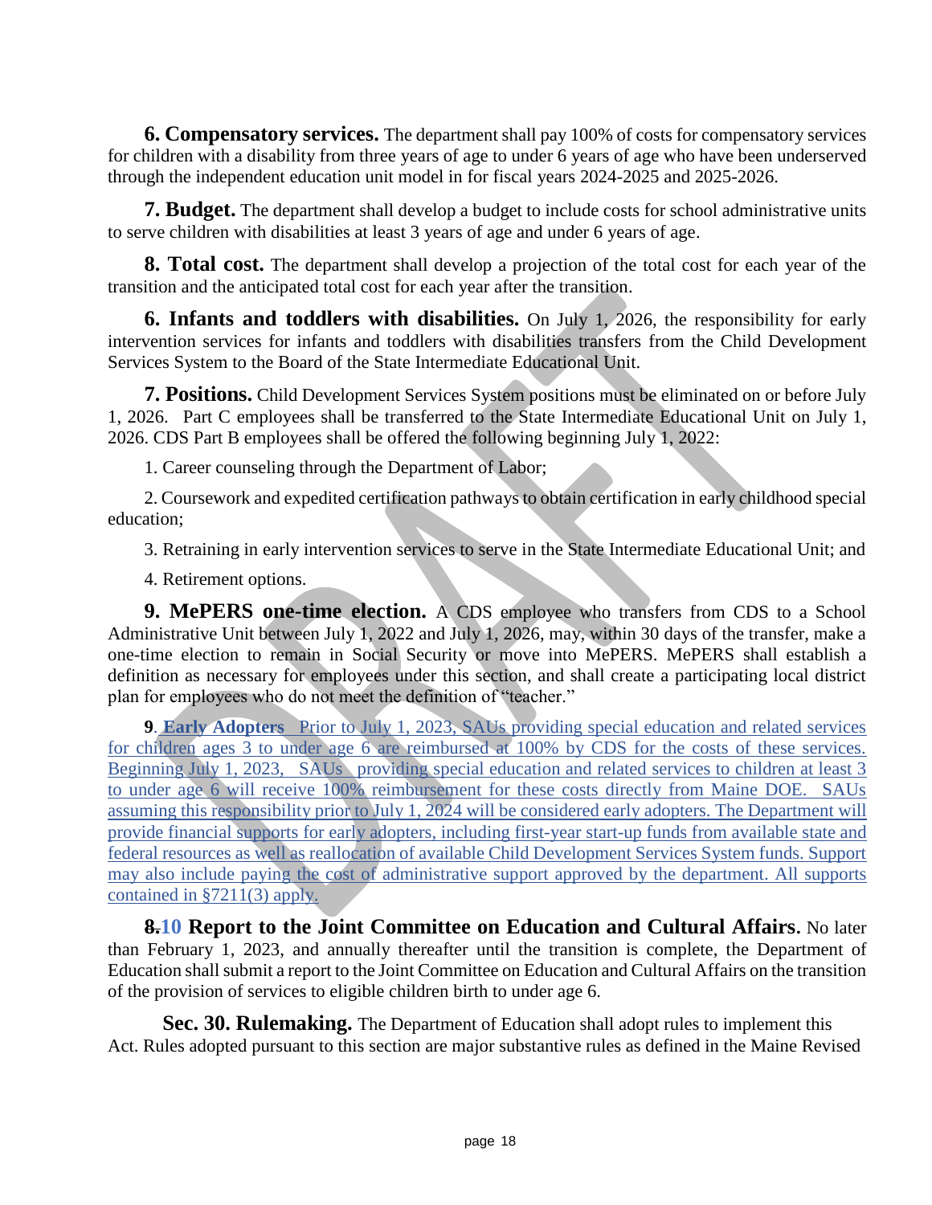**6. Compensatory services.** The department shall pay 100% of costs for compensatory services for children with a disability from three years of age to under 6 years of age who have been underserved through the independent education unit model in for fiscal years 2024-2025 and 2025-2026.

**7. Budget.** The department shall develop a budget to include costs for school administrative units to serve children with disabilities at least 3 years of age and under 6 years of age.

**8. Total cost.** The department shall develop a projection of the total cost for each year of the transition and the anticipated total cost for each year after the transition.

**6. Infants and toddlers with disabilities.** On July 1, 2026, the responsibility for early intervention services for infants and toddlers with disabilities transfers from the Child Development Services System to the Board of the State Intermediate Educational Unit.

**7. Positions.** Child Development Services System positions must be eliminated on or before July 1, 2026. Part C employees shall be transferred to the State Intermediate Educational Unit on July 1, 2026. CDS Part B employees shall be offered the following beginning July 1, 2022:

1. Career counseling through the Department of Labor;

2. Coursework and expedited certification pathways to obtain certification in early childhood special education;

3. Retraining in early intervention services to serve in the State Intermediate Educational Unit; and

4. Retirement options.

**9. MePERS one-time election.** A CDS employee who transfers from CDS to a School Administrative Unit between July 1, 2022 and July 1, 2026, may, within 30 days of the transfer, make a one-time election to remain in Social Security or move into MePERS. MePERS shall establish a definition as necessary for employees under this section, and shall create a participating local district plan for employees who do not meet the definition of "teacher."

**9**. **Early Adopters** Prior to July 1, 2023, SAUs providing special education and related services for children ages 3 to under age 6 are reimbursed at 100% by CDS for the costs of these services. Beginning July 1, 2023, SAUs providing special education and related services to children at least 3 to under age 6 will receive 100% reimbursement for these costs directly from Maine DOE. SAUs assuming this responsibility prior to July 1, 2024 will be considered early adopters. The Department will provide financial supports for early adopters, including first-year start-up funds from available state and federal resources as well as reallocation of available Child Development Services System funds. Support may also include paying the cost of administrative support approved by the department. All supports contained in §7211(3) apply.

**~~8.~~10 Report to the Joint Committee on Education and Cultural Affairs.** No later than February 1, 2023, and annually thereafter until the transition is complete, the Department of Education shall submit a report to the Joint Committee on Education and Cultural Affairs on the transition of the provision of services to eligible children birth to under age 6.

**Sec. 30. Rulemaking.** The Department of Education shall adopt rules to implement this Act. Rules adopted pursuant to this section are major substantive rules as defined in the Maine Revised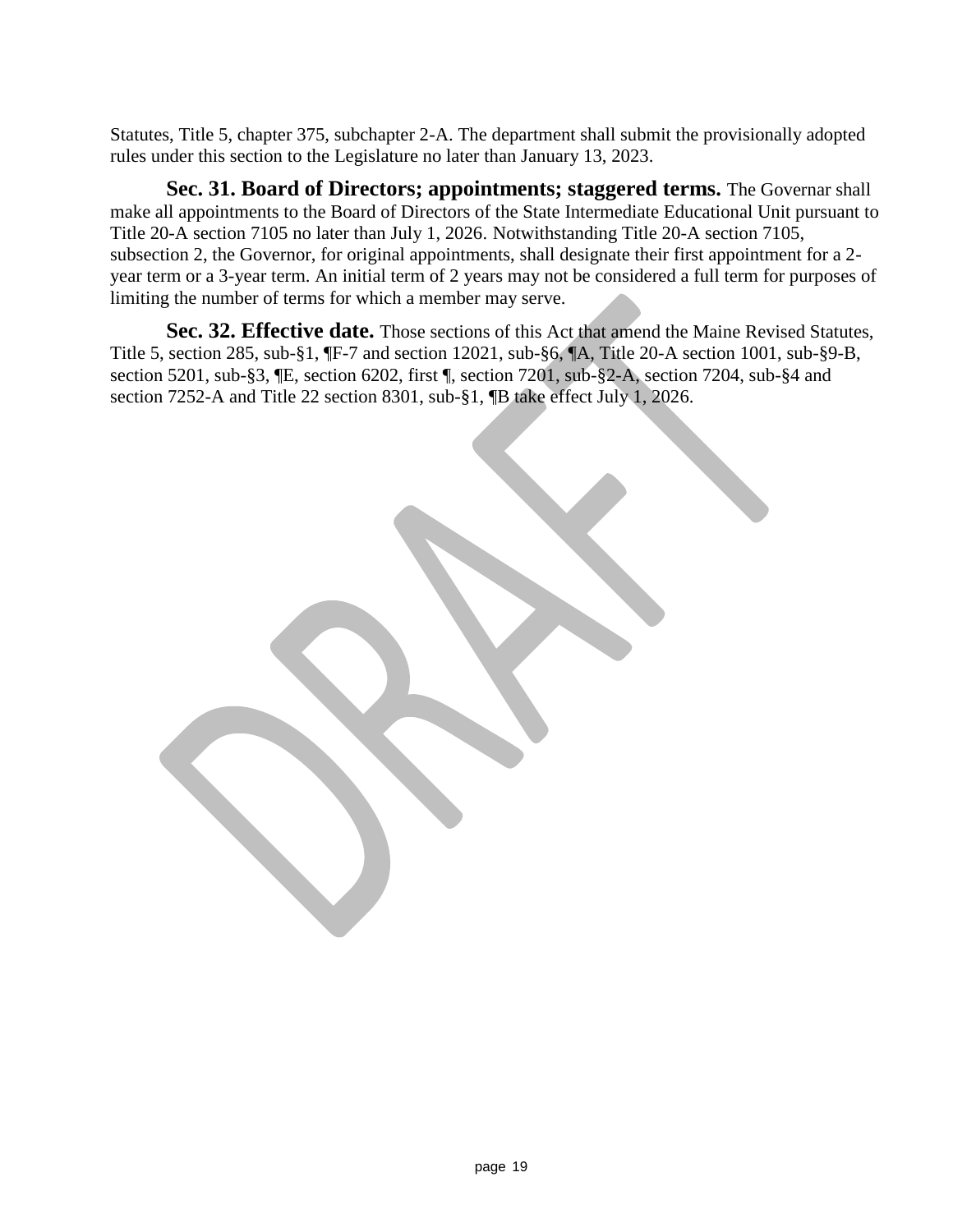Statutes, Title 5, chapter 375, subchapter 2-A. The department shall submit the provisionally adopted rules under this section to the Legislature no later than January 13, 2023.

**Sec. 31. Board of Directors; appointments; staggered terms.** The Governar shall make all appointments to the Board of Directors of the State Intermediate Educational Unit pursuant to Title 20-A section 7105 no later than July 1, 2026. Notwithstanding Title 20-A section 7105, subsection 2, the Governor, for original appointments, shall designate their first appointment for a 2-year term or a 3-year term. An initial term of 2 years may not be considered a full term for purposes of limiting the number of terms for which a member may serve.

**Sec. 32. Effective date.** Those sections of this Act that amend the Maine Revised Statutes, Title 5, section 285, sub-§1, ¶F-7 and section 12021, sub-§6, ¶A, Title 20-A section 1001, sub-§9-B, section 5201, sub-§3, ¶E, section 6202, first ¶, section 7201, sub-§2-A, section 7204, sub-§4 and section 7252-A and Title 22 section 8301, sub-§1, ¶B take effect July 1, 2026.

DRAFT